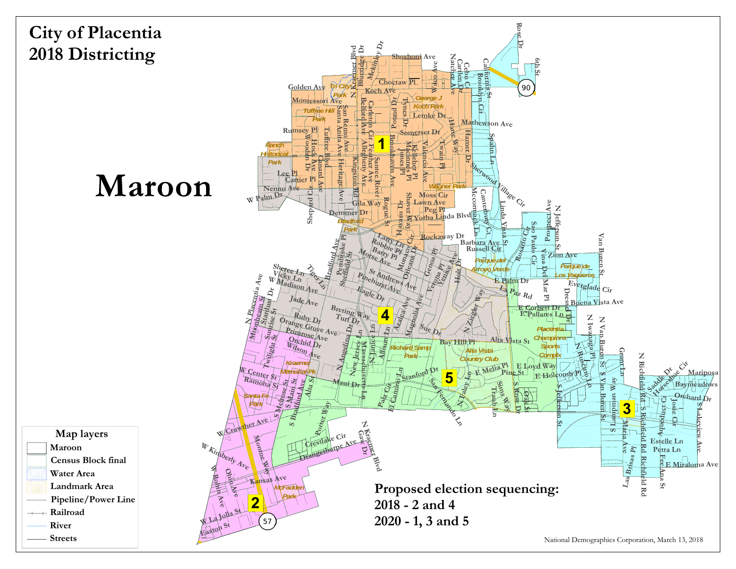# City of Placentia
# 2018 Districting

# Maroon

**Map layers**

- Maroon
- Census Block final
- Water Area
- Landmark Area
- Pipeline/Power Line
- Railroad
- River
- Streets

**Proposed election sequencing:**
**2018 - 2 and 4**
**2020 - 1, 3 and 5**

National Demographics Corporation, March 13, 2018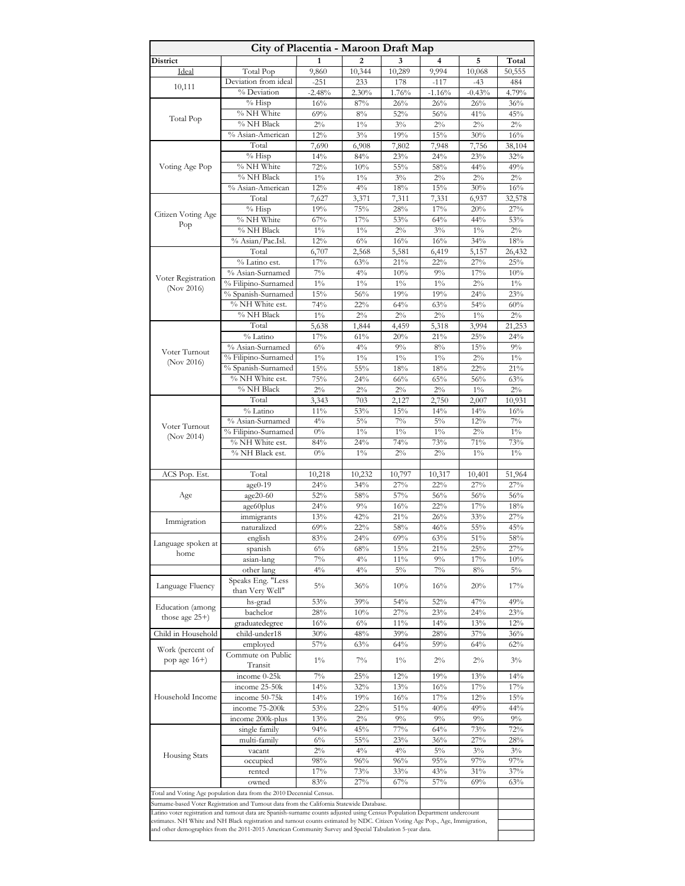# City of Placentia - Maroon Draft Map

| District | | 1 | 2 | 3 | 4 | 5 | Total |
|---|---|---|---|---|---|---|---|
| Ideal | Total Pop | 9,860 | 10,344 | 10,289 | 9,994 | 10,068 | 50,555 |
| 10,111 | Deviation from ideal | -251 | 233 | 178 | -117 | -43 | 484 |
| | % Deviation | -2.48% | 2.30% | 1.76% | -1.16% | -0.43% | 4.79% |
| Total Pop | % Hisp | 16% | 87% | 26% | 26% | 26% | 36% |
| | % NH White | 69% | 8% | 52% | 56% | 41% | 45% |
| | % NH Black | 2% | 1% | 3% | 2% | 2% | 2% |
| | % Asian-American | 12% | 3% | 19% | 15% | 30% | 16% |
| Voting Age Pop | Total | 7,690 | 6,908 | 7,802 | 7,948 | 7,756 | 38,104 |
| | % Hisp | 14% | 84% | 23% | 24% | 23% | 32% |
| | % NH White | 72% | 10% | 55% | 58% | 44% | 49% |
| | % NH Black | 1% | 1% | 3% | 2% | 2% | 2% |
| | % Asian-American | 12% | 4% | 18% | 15% | 30% | 16% |
| Citizen Voting Age Pop | Total | 7,627 | 3,371 | 7,311 | 7,331 | 6,937 | 32,578 |
| | % Hisp | 19% | 75% | 28% | 17% | 20% | 27% |
| | % NH White | 67% | 17% | 53% | 64% | 44% | 53% |
| | % NH Black | 1% | 1% | 2% | 3% | 1% | 2% |
| | % Asian/Pac.Isl. | 12% | 6% | 16% | 16% | 34% | 18% |
| Voter Registration (Nov 2016) | Total | 6,707 | 2,568 | 5,581 | 6,419 | 5,157 | 26,432 |
| | % Latino est. | 17% | 63% | 21% | 22% | 27% | 25% |
| | % Asian-Surnamed | 7% | 4% | 10% | 9% | 17% | 10% |
| | % Filipino-Surnamed | 1% | 1% | 1% | 1% | 2% | 1% |
| | % Spanish-Surnamed | 15% | 56% | 19% | 19% | 24% | 23% |
| | % NH White est. | 74% | 22% | 64% | 63% | 54% | 60% |
| | % NH Black | 1% | 2% | 2% | 2% | 1% | 2% |
| Voter Turnout (Nov 2016) | Total | 5,638 | 1,844 | 4,459 | 5,318 | 3,994 | 21,253 |
| | % Latino | 17% | 61% | 20% | 21% | 25% | 24% |
| | % Asian-Surnamed | 6% | 4% | 9% | 8% | 15% | 9% |
| | % Filipino-Surnamed | 1% | 1% | 1% | 1% | 2% | 1% |
| | % Spanish-Surnamed | 15% | 55% | 18% | 18% | 22% | 21% |
| | % NH White est. | 75% | 24% | 66% | 65% | 56% | 63% |
| | % NH Black | 2% | 2% | 2% | 2% | 1% | 2% |
| Voter Turnout (Nov 2014) | Total | 3,343 | 703 | 2,127 | 2,750 | 2,007 | 10,931 |
| | % Latino | 11% | 53% | 15% | 14% | 14% | 16% |
| | % Asian-Surnamed | 4% | 5% | 7% | 5% | 12% | 7% |
| | % Filipino-Surnamed | 0% | 1% | 1% | 1% | 2% | 1% |
| | % NH White est. | 84% | 24% | 74% | 73% | 71% | 73% |
| | % NH Black est. | 0% | 1% | 2% | 2% | 1% | 1% |
| | | | | | | | |
| ACS Pop. Est. | Total | 10,218 | 10,232 | 10,797 | 10,317 | 10,401 | 51,964 |
| Age | age0-19 | 24% | 34% | 27% | 22% | 27% | 27% |
| | age20-60 | 52% | 58% | 57% | 56% | 56% | 56% |
| | age60plus | 24% | 9% | 16% | 22% | 17% | 18% |
| Immigration | immigrants | 13% | 42% | 21% | 26% | 33% | 27% |
| | naturalized | 69% | 22% | 58% | 46% | 55% | 45% |
| Language spoken at home | english | 83% | 24% | 69% | 63% | 51% | 58% |
| | spanish | 6% | 68% | 15% | 21% | 25% | 27% |
| | asian-lang | 7% | 4% | 11% | 9% | 17% | 10% |
| | other lang | 4% | 4% | 5% | 7% | 8% | 5% |
| Language Fluency | Speaks Eng. "Less than Very Well" | 5% | 36% | 10% | 16% | 20% | 17% |
| Education (among those age 25+) | hs-grad | 53% | 39% | 54% | 52% | 47% | 49% |
| | bachelor | 28% | 10% | 27% | 23% | 24% | 23% |
| | graduatedegree | 16% | 6% | 11% | 14% | 13% | 12% |
| Child in Household | child-under18 | 30% | 48% | 39% | 28% | 37% | 36% |
| Work (percent of pop age 16+) | employed | 57% | 63% | 64% | 59% | 64% | 62% |
| | Commute on Public Transit | 1% | 7% | 1% | 2% | 2% | 3% |
| Household Income | income 0-25k | 7% | 25% | 12% | 19% | 13% | 14% |
| | income 25-50k | 14% | 32% | 13% | 16% | 17% | 17% |
| | income 50-75k | 14% | 19% | 16% | 17% | 12% | 15% |
| | income 75-200k | 53% | 22% | 51% | 40% | 49% | 44% |
| | income 200k-plus | 13% | 2% | 9% | 9% | 9% | 9% |
| Housing Stats | single family | 94% | 45% | 77% | 64% | 73% | 72% |
| | multi-family | 6% | 55% | 23% | 36% | 27% | 28% |
| | vacant | 2% | 4% | 4% | 5% | 3% | 3% |
| | occupied | 98% | 96% | 96% | 95% | 97% | 97% |
| | rented | 17% | 73% | 33% | 43% | 31% | 37% |
| | owned | 83% | 27% | 67% | 57% | 69% | 63% |

Total and Voting Age population data from the 2010 Decennial Census.

Surname-based Voter Registration and Turnout data from the California Statewide Database.

Latino voter registration and turnout data are Spanish-surname counts adjusted using Census Population Department undercount estimates. NH White and NH Black registration and turnout counts estimated by NDC. Citizen Voting Age Pop., Age, Immigration, and other demographics from the 2011-2015 American Community Survey and Special Tabulation 5-year data.